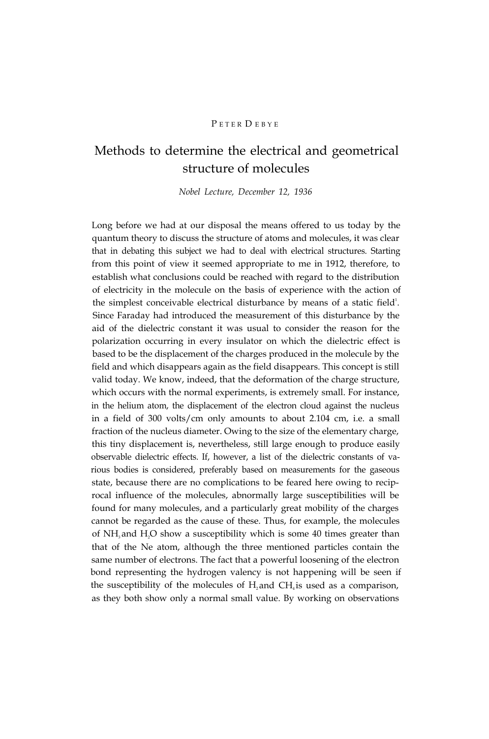PETER DEBYE

# Methods to determine the electrical and geometrical structure of molecules

*Nobel Lecture, December 12, 1936*

Long before we had at our disposal the means offered to us today by the quantum theory to discuss the structure of atoms and molecules, it was clear that in debating this subject we had to deal with electrical structures. Starting from this point of view it seemed appropriate to me in 1912, therefore, to establish what conclusions could be reached with regard to the distribution of electricity in the molecule on the basis of experience with the action of the simplest conceivable electrical disturbance by means of a static field[1]. Since Faraday had introduced the measurement of this disturbance by the aid of the dielectric constant it was usual to consider the reason for the polarization occurring in every insulator on which the dielectric effect is based to be the displacement of the charges produced in the molecule by the field and which disappears again as the field disappears. This concept is still valid today. We know, indeed, that the deformation of the charge structure, which occurs with the normal experiments, is extremely small. For instance, in the helium atom, the displacement of the electron cloud against the nucleus in a field of 300 volts/cm only amounts to about 2.104 cm, i.e. a small fraction of the nucleus diameter. Owing to the size of the elementary charge, this tiny displacement is, nevertheless, still large enough to produce easily observable dielectric effects. If, however, a list of the dielectric constants of various bodies is considered, preferably based on measurements for the gaseous state, because there are no complications to be feared here owing to reciprocal influence of the molecules, abnormally large susceptibilities will be found for many molecules, and a particularly great mobility of the charges cannot be regarded as the cause of these. Thus, for example, the molecules of $NH_3$ and $H_2O$ show a susceptibility which is some 40 times greater than that of the Ne atom, although the three mentioned particles contain the same number of electrons. The fact that a powerful loosening of the electron bond representing the hydrogen valency is not happening will be seen if the susceptibility of the molecules of $H_2$ and $CH_4$ is used as a comparison, as they both show only a normal small value. By working on observations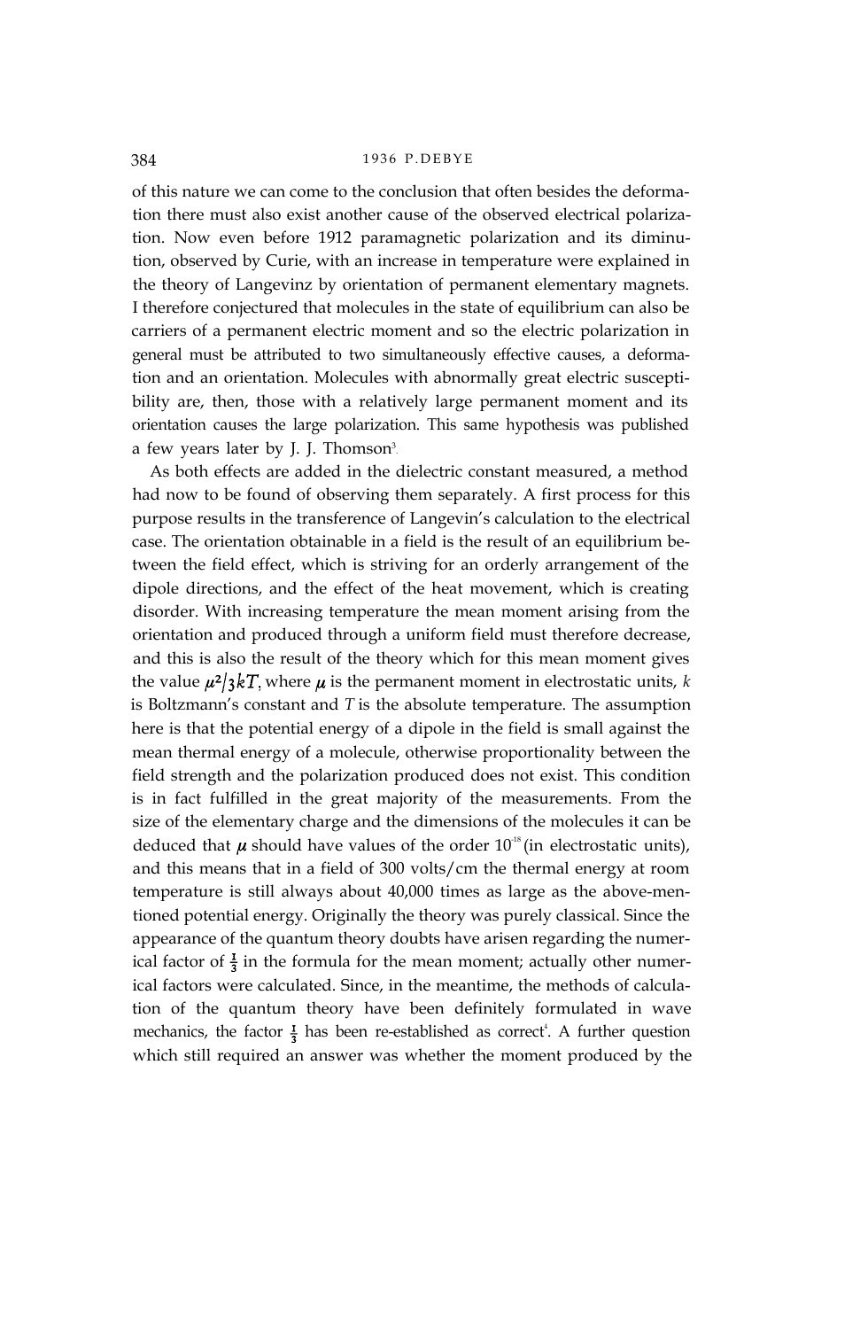of this nature we can come to the conclusion that often besides the deformation there must also exist another cause of the observed electrical polarization. Now even before 1912 paramagnetic polarization and its diminution, observed by Curie, with an increase in temperature were explained in the theory of Langevinz by orientation of permanent elementary magnets. I therefore conjectured that molecules in the state of equilibrium can also be carriers of a permanent electric moment and so the electric polarization in general must be attributed to two simultaneously effective causes, a deformation and an orientation. Molecules with abnormally great electric susceptibility are, then, those with a relatively large permanent moment and its orientation causes the large polarization. This same hypothesis was published a few years later by J. J. Thomson[3].

As both effects are added in the dielectric constant measured, a method had now to be found of observing them separately. A first process for this purpose results in the transference of Langevin's calculation to the electrical case. The orientation obtainable in a field is the result of an equilibrium between the field effect, which is striving for an orderly arrangement of the dipole directions, and the effect of the heat movement, which is creating disorder. With increasing temperature the mean moment arising from the orientation and produced through a uniform field must therefore decrease, and this is also the result of the theory which for this mean moment gives the value $\mu^2/3kT$, where $\mu$ is the permanent moment in electrostatic units, $k$ is Boltzmann's constant and $T$ is the absolute temperature. The assumption here is that the potential energy of a dipole in the field is small against the mean thermal energy of a molecule, otherwise proportionality between the field strength and the polarization produced does not exist. This condition is in fact fulfilled in the great majority of the measurements. From the size of the elementary charge and the dimensions of the molecules it can be deduced that $\mu$ should have values of the order $10^{-18}$ (in electrostatic units), and this means that in a field of 300 volts/cm the thermal energy at room temperature is still always about 40,000 times as large as the above-mentioned potential energy. Originally the theory was purely classical. Since the appearance of the quantum theory doubts have arisen regarding the numerical factor of $\frac{1}{3}$ in the formula for the mean moment; actually other numerical factors were calculated. Since, in the meantime, the methods of calculation of the quantum theory have been definitely formulated in wave mechanics, the factor $\frac{1}{3}$ has been re-established as correct[4]. A further question which still required an answer was whether the moment produced by the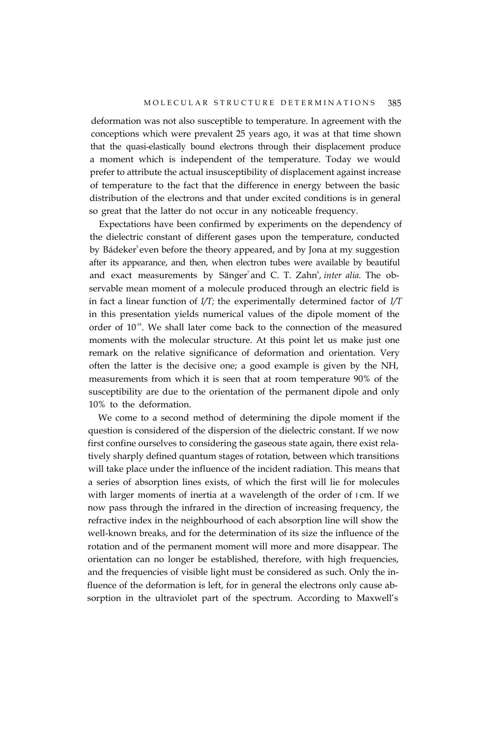deformation was not also susceptible to temperature. In agreement with the conceptions which were prevalent 25 years ago, it was at that time shown that the quasi-elastically bound electrons through their displacement produce a moment which is independent of the temperature. Today we would prefer to attribute the actual insusceptibility of displacement against increase of temperature to the fact that the difference in energy between the basic distribution of the electrons and that under excited conditions is in general so great that the latter do not occur in any noticeable frequency.

Expectations have been confirmed by experiments on the dependency of the dielectric constant of different gases upon the temperature, conducted by Bädeker[5] even before the theory appeared, and by Jona at my suggestion after its appearance, and then, when electron tubes were available by beautiful and exact measurements by Sänger[7] and C. T. Zahn[8], *inter alia.* The observable mean moment of a molecule produced through an electric field is in fact a linear function of *I/T;* the experimentally determined factor of *I/T* in this presentation yields numerical values of the dipole moment of the order of $10^{-18}$. We shall later come back to the connection of the measured moments with the molecular structure. At this point let us make just one remark on the relative significance of deformation and orientation. Very often the latter is the decisive one; a good example is given by the NH, measurements from which it is seen that at room temperature 90% of the susceptibility are due to the orientation of the permanent dipole and only 10% to the deformation.

We come to a second method of determining the dipole moment if the question is considered of the dispersion of the dielectric constant. If we now first confine ourselves to considering the gaseous state again, there exist relatively sharply defined quantum stages of rotation, between which transitions will take place under the influence of the incident radiation. This means that a series of absorption lines exists, of which the first will lie for molecules with larger moments of inertia at a wavelength of the order of I cm. If we now pass through the infrared in the direction of increasing frequency, the refractive index in the neighbourhood of each absorption line will show the well-known breaks, and for the determination of its size the influence of the rotation and of the permanent moment will more and more disappear. The orientation can no longer be established, therefore, with high frequencies, and the frequencies of visible light must be considered as such. Only the influence of the deformation is left, for in general the electrons only cause absorption in the ultraviolet part of the spectrum. According to Maxwell's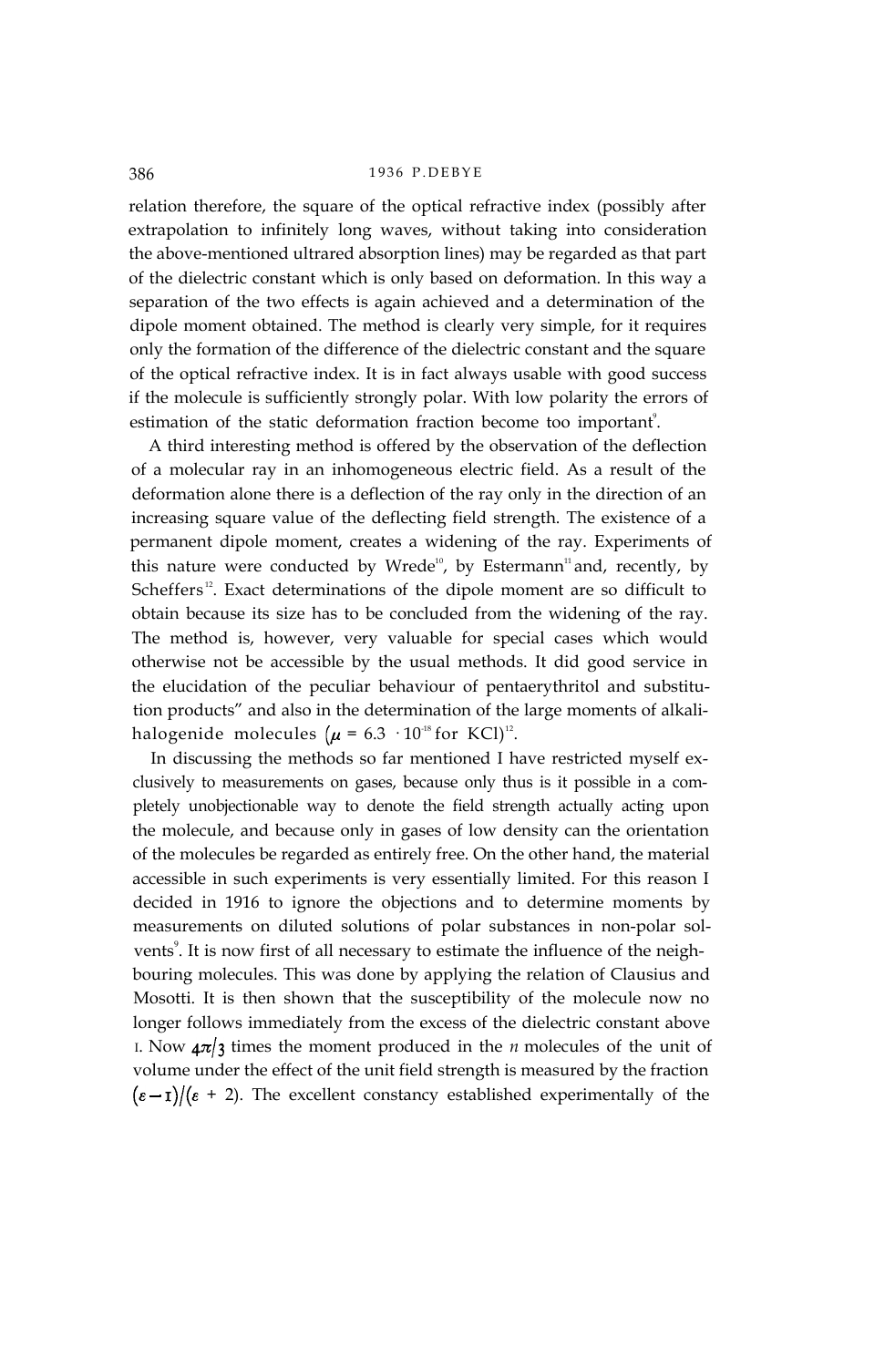relation therefore, the square of the optical refractive index (possibly after extrapolation to infinitely long waves, without taking into consideration the above-mentioned ultrared absorption lines) may be regarded as that part of the dielectric constant which is only based on deformation. In this way a separation of the two effects is again achieved and a determination of the dipole moment obtained. The method is clearly very simple, for it requires only the formation of the difference of the dielectric constant and the square of the optical refractive index. It is in fact always usable with good success if the molecule is sufficiently strongly polar. With low polarity the errors of estimation of the static deformation fraction become too important[9].

A third interesting method is offered by the observation of the deflection of a molecular ray in an inhomogeneous electric field. As a result of the deformation alone there is a deflection of the ray only in the direction of an increasing square value of the deflecting field strength. The existence of a permanent dipole moment, creates a widening of the ray. Experiments of this nature were conducted by Wrede[10], by Estermann[11] and, recently, by Scheffers[12]. Exact determinations of the dipole moment are so difficult to obtain because its size has to be concluded from the widening of the ray. The method is, however, very valuable for special cases which would otherwise not be accessible by the usual methods. It did good service in the elucidation of the peculiar behaviour of pentaerythritol and substitution products" and also in the determination of the large moments of alkali-halogenide molecules ($\mu = 6.3 \cdot 10^{-18}$ for KCl)[12].

In discussing the methods so far mentioned I have restricted myself exclusively to measurements on gases, because only thus is it possible in a completely unobjectionable way to denote the field strength actually acting upon the molecule, and because only in gases of low density can the orientation of the molecules be regarded as entirely free. On the other hand, the material accessible in such experiments is very essentially limited. For this reason I decided in 1916 to ignore the objections and to determine moments by measurements on diluted solutions of polar substances in non-polar solvents[9]. It is now first of all necessary to estimate the influence of the neighbouring molecules. This was done by applying the relation of Clausius and Mosotti. It is then shown that the susceptibility of the molecule now no longer follows immediately from the excess of the dielectric constant above 1. Now $4\pi/3$ times the moment produced in the $n$ molecules of the unit of volume under the effect of the unit field strength is measured by the fraction $(\varepsilon - 1)/(\varepsilon + 2)$. The excellent constancy established experimentally of the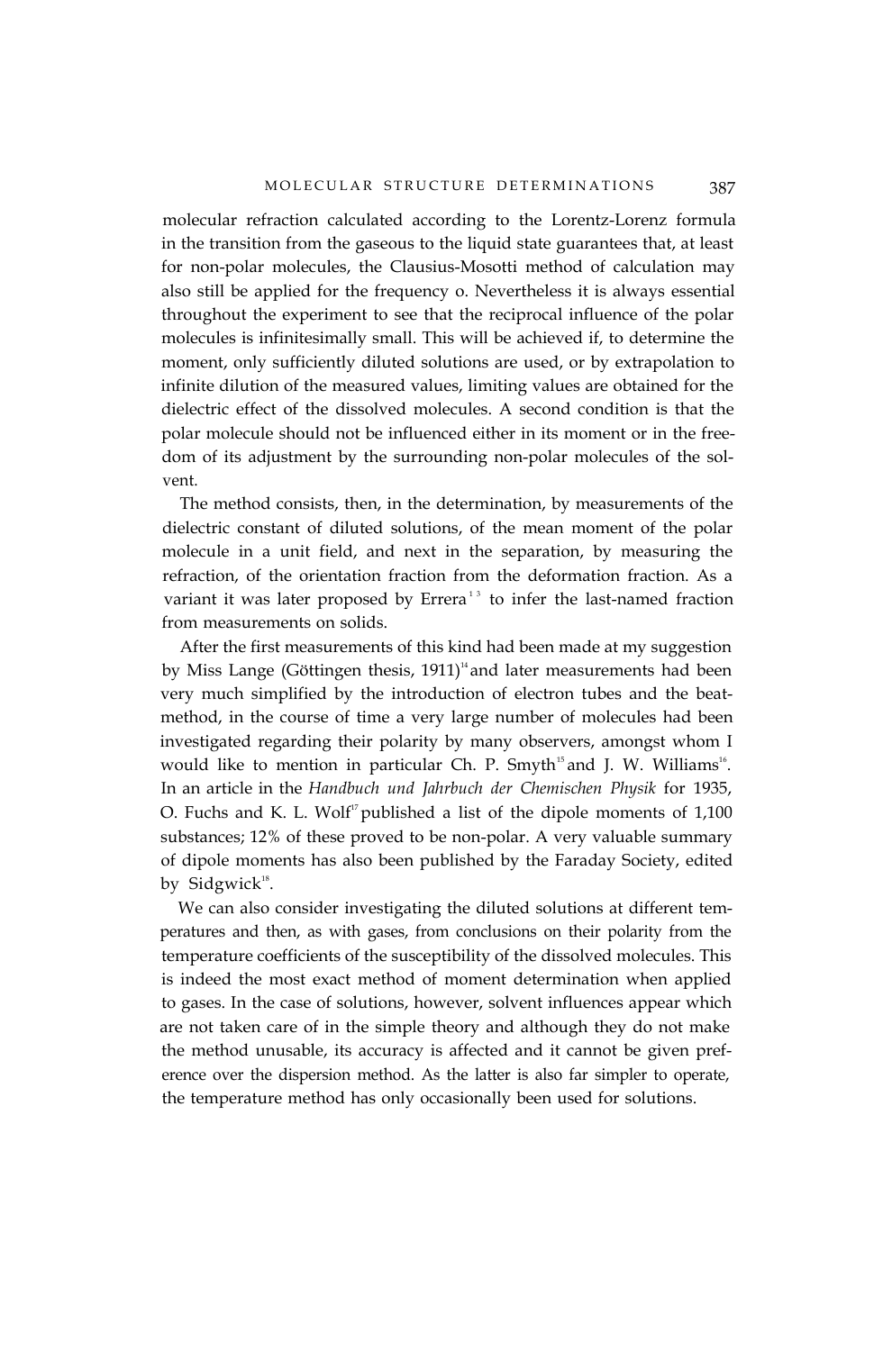molecular refraction calculated according to the Lorentz-Lorenz formula in the transition from the gaseous to the liquid state guarantees that, at least for non-polar molecules, the Clausius-Mosotti method of calculation may also still be applied for the frequency o. Nevertheless it is always essential throughout the experiment to see that the reciprocal influence of the polar molecules is infinitesimally small. This will be achieved if, to determine the moment, only sufficiently diluted solutions are used, or by extrapolation to infinite dilution of the measured values, limiting values are obtained for the dielectric effect of the dissolved molecules. A second condition is that the polar molecule should not be influenced either in its moment or in the freedom of its adjustment by the surrounding non-polar molecules of the solvent.

The method consists, then, in the determination, by measurements of the dielectric constant of diluted solutions, of the mean moment of the polar molecule in a unit field, and next in the separation, by measuring the refraction, of the orientation fraction from the deformation fraction. As a variant it was later proposed by Errera[13] to infer the last-named fraction from measurements on solids.

After the first measurements of this kind had been made at my suggestion by Miss Lange (Göttingen thesis, 1911)[14] and later measurements had been very much simplified by the introduction of electron tubes and the beat-method, in the course of time a very large number of molecules had been investigated regarding their polarity by many observers, amongst whom I would like to mention in particular Ch. P. Smyth[15] and J. W. Williams[16]. In an article in the *Handbuch und Jahrbuch der Chemischen Physik* for 1935, O. Fuchs and K. L. Wolf[17] published a list of the dipole moments of 1,100 substances; 12% of these proved to be non-polar. A very valuable summary of dipole moments has also been published by the Faraday Society, edited by Sidgwick[18].

We can also consider investigating the diluted solutions at different temperatures and then, as with gases, from conclusions on their polarity from the temperature coefficients of the susceptibility of the dissolved molecules. This is indeed the most exact method of moment determination when applied to gases. In the case of solutions, however, solvent influences appear which are not taken care of in the simple theory and although they do not make the method unusable, its accuracy is affected and it cannot be given preference over the dispersion method. As the latter is also far simpler to operate, the temperature method has only occasionally been used for solutions.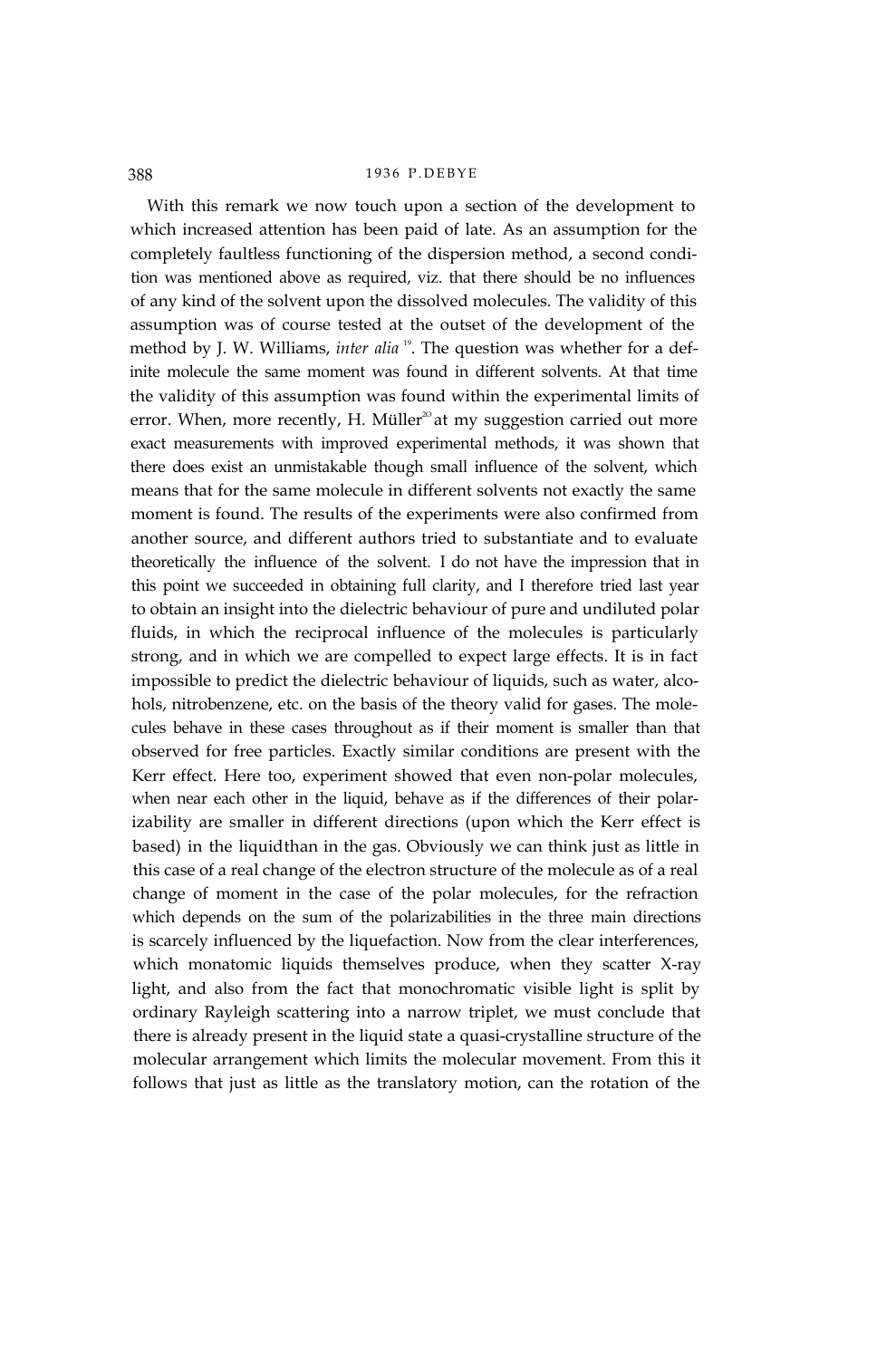With this remark we now touch upon a section of the development to which increased attention has been paid of late. As an assumption for the completely faultless functioning of the dispersion method, a second condition was mentioned above as required, viz. that there should be no influences of any kind of the solvent upon the dissolved molecules. The validity of this assumption was of course tested at the outset of the development of the method by J. W. Williams, *inter alia* [19]. The question was whether for a definite molecule the same moment was found in different solvents. At that time the validity of this assumption was found within the experimental limits of error. When, more recently, H. Müller[20] at my suggestion carried out more exact measurements with improved experimental methods, it was shown that there does exist an unmistakable though small influence of the solvent, which means that for the same molecule in different solvents not exactly the same moment is found. The results of the experiments were also confirmed from another source, and different authors tried to substantiate and to evaluate theoretically the influence of the solvent. I do not have the impression that in this point we succeeded in obtaining full clarity, and I therefore tried last year to obtain an insight into the dielectric behaviour of pure and undiluted polar fluids, in which the reciprocal influence of the molecules is particularly strong, and in which we are compelled to expect large effects. It is in fact impossible to predict the dielectric behaviour of liquids, such as water, alcohols, nitrobenzene, etc. on the basis of the theory valid for gases. The molecules behave in these cases throughout as if their moment is smaller than that observed for free particles. Exactly similar conditions are present with the Kerr effect. Here too, experiment showed that even non-polar molecules, when near each other in the liquid, behave as if the differences of their polarizability are smaller in different directions (upon which the Kerr effect is based) in the liquid than in the gas. Obviously we can think just as little in this case of a real change of the electron structure of the molecule as of a real change of moment in the case of the polar molecules, for the refraction which depends on the sum of the polarizabilities in the three main directions is scarcely influenced by the liquefaction. Now from the clear interferences, which monatomic liquids themselves produce, when they scatter X-ray light, and also from the fact that monochromatic visible light is split by ordinary Rayleigh scattering into a narrow triplet, we must conclude that there is already present in the liquid state a quasi-crystalline structure of the molecular arrangement which limits the molecular movement. From this it follows that just as little as the translatory motion, can the rotation of the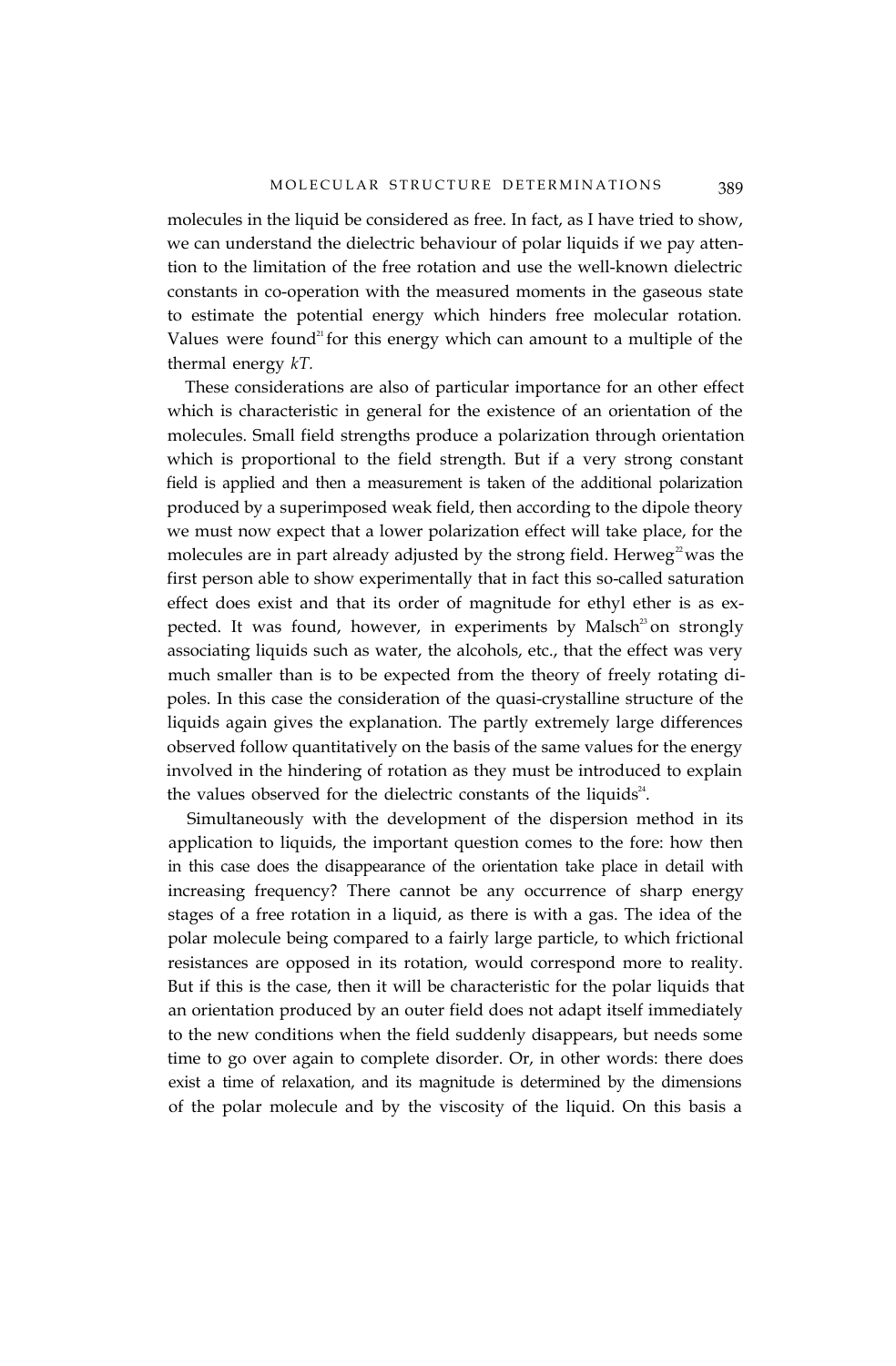molecules in the liquid be considered as free. In fact, as I have tried to show, we can understand the dielectric behaviour of polar liquids if we pay attention to the limitation of the free rotation and use the well-known dielectric constants in co-operation with the measured moments in the gaseous state to estimate the potential energy which hinders free molecular rotation. Values were found[21] for this energy which can amount to a multiple of the thermal energy *kT*.

These considerations are also of particular importance for an other effect which is characteristic in general for the existence of an orientation of the molecules. Small field strengths produce a polarization through orientation which is proportional to the field strength. But if a very strong constant field is applied and then a measurement is taken of the additional polarization produced by a superimposed weak field, then according to the dipole theory we must now expect that a lower polarization effect will take place, for the molecules are in part already adjusted by the strong field. Herweg[22] was the first person able to show experimentally that in fact this so-called saturation effect does exist and that its order of magnitude for ethyl ether is as expected. It was found, however, in experiments by Malsch[23] on strongly associating liquids such as water, the alcohols, etc., that the effect was very much smaller than is to be expected from the theory of freely rotating dipoles. In this case the consideration of the quasi-crystalline structure of the liquids again gives the explanation. The partly extremely large differences observed follow quantitatively on the basis of the same values for the energy involved in the hindering of rotation as they must be introduced to explain the values observed for the dielectric constants of the liquids[24].

Simultaneously with the development of the dispersion method in its application to liquids, the important question comes to the fore: how then in this case does the disappearance of the orientation take place in detail with increasing frequency? There cannot be any occurrence of sharp energy stages of a free rotation in a liquid, as there is with a gas. The idea of the polar molecule being compared to a fairly large particle, to which frictional resistances are opposed in its rotation, would correspond more to reality. But if this is the case, then it will be characteristic for the polar liquids that an orientation produced by an outer field does not adapt itself immediately to the new conditions when the field suddenly disappears, but needs some time to go over again to complete disorder. Or, in other words: there does exist a time of relaxation, and its magnitude is determined by the dimensions of the polar molecule and by the viscosity of the liquid. On this basis a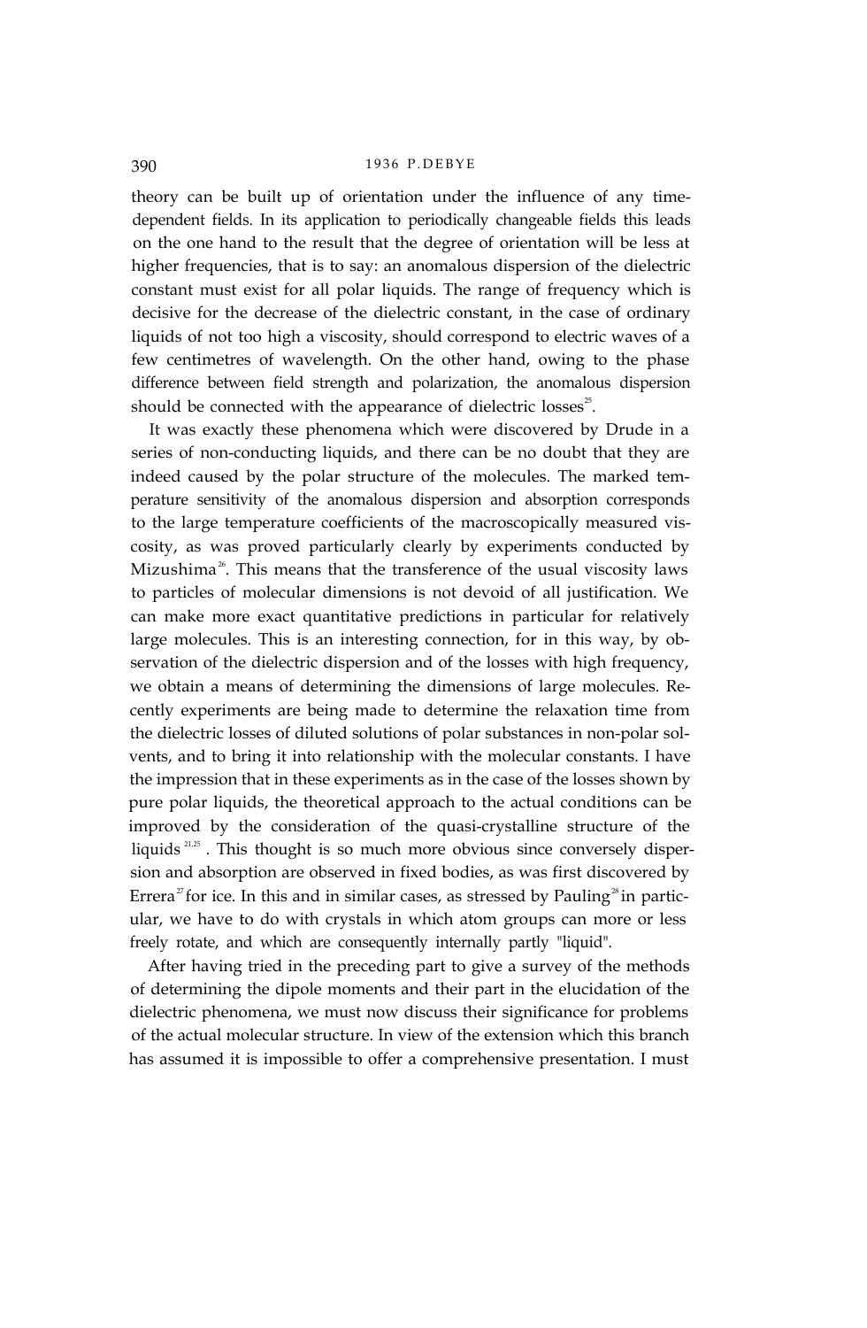theory can be built up of orientation under the influence of any time-dependent fields. In its application to periodically changeable fields this leads on the one hand to the result that the degree of orientation will be less at higher frequencies, that is to say: an anomalous dispersion of the dielectric constant must exist for all polar liquids. The range of frequency which is decisive for the decrease of the dielectric constant, in the case of ordinary liquids of not too high a viscosity, should correspond to electric waves of a few centimetres of wavelength. On the other hand, owing to the phase difference between field strength and polarization, the anomalous dispersion should be connected with the appearance of dielectric losses[25].

It was exactly these phenomena which were discovered by Drude in a series of non-conducting liquids, and there can be no doubt that they are indeed caused by the polar structure of the molecules. The marked temperature sensitivity of the anomalous dispersion and absorption corresponds to the large temperature coefficients of the macroscopically measured viscosity, as was proved particularly clearly by experiments conducted by Mizushima[26]. This means that the transference of the usual viscosity laws to particles of molecular dimensions is not devoid of all justification. We can make more exact quantitative predictions in particular for relatively large molecules. This is an interesting connection, for in this way, by observation of the dielectric dispersion and of the losses with high frequency, we obtain a means of determining the dimensions of large molecules. Recently experiments are being made to determine the relaxation time from the dielectric losses of diluted solutions of polar substances in non-polar solvents, and to bring it into relationship with the molecular constants. I have the impression that in these experiments as in the case of the losses shown by pure polar liquids, the theoretical approach to the actual conditions can be improved by the consideration of the quasi-crystalline structure of the liquids[21,25]. This thought is so much more obvious since conversely dispersion and absorption are observed in fixed bodies, as was first discovered by Errera[27] for ice. In this and in similar cases, as stressed by Pauling[28] in particular, we have to do with crystals in which atom groups can more or less freely rotate, and which are consequently internally partly "liquid".

After having tried in the preceding part to give a survey of the methods of determining the dipole moments and their part in the elucidation of the dielectric phenomena, we must now discuss their significance for problems of the actual molecular structure. In view of the extension which this branch has assumed it is impossible to offer a comprehensive presentation. I must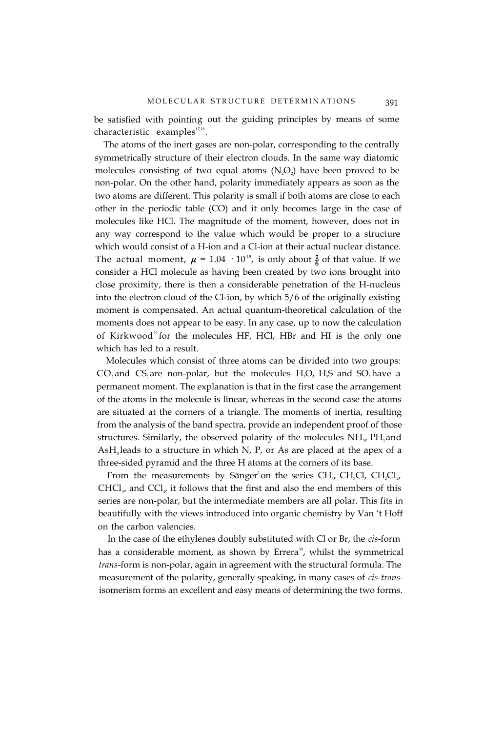be satisfied with pointing out the guiding principles by means of some characteristic examples[17,18].

The atoms of the inert gases are non-polar, corresponding to the centrally symmetrically structure of their electron clouds. In the same way diatomic molecules consisting of two equal atoms ($N_2O_2$) have been proved to be non-polar. On the other hand, polarity immediately appears as soon as the two atoms are different. This polarity is small if both atoms are close to each other in the periodic table (CO) and it only becomes large in the case of molecules like HCl. The magnitude of the moment, however, does not in any way correspond to the value which would be proper to a structure which would consist of a H-ion and a Cl-ion at their actual nuclear distance. The actual moment, $\mu = 1.04 \cdot 10^{-18}$, is only about $\frac{1}{6}$ of that value. If we consider a HCl molecule as having been created by two ions brought into close proximity, there is then a considerable penetration of the H-nucleus into the electron cloud of the Cl-ion, by which 5/6 of the originally existing moment is compensated. An actual quantum-theoretical calculation of the moments does not appear to be easy. In any case, up to now the calculation of Kirkwood[29] for the molecules HF, HCl, HBr and HI is the only one which has led to a result.

Molecules which consist of three atoms can be divided into two groups: $CO_2$ and $CS_2$ are non-polar, but the molecules $H_2O$, $H_2S$ and $SO_2$ have a permanent moment. The explanation is that in the first case the arrangement of the atoms in the molecule is linear, whereas in the second case the atoms are situated at the corners of a triangle. The moments of inertia, resulting from the analysis of the band spectra, provide an independent proof of those structures. Similarly, the observed polarity of the molecules $NH_3$, $PH_3$ and $AsH_3$ leads to a structure in which N, P, or As are placed at the apex of a three-sided pyramid and the three H atoms at the corners of its base.

From the measurements by Sänger[7] on the series $CH_4$, $CH_3Cl$, $CH_2Cl_2$, $CHCl_3$, and $CCl_4$, it follows that the first and also the end members of this series are non-polar, but the intermediate members are all polar. This fits in beautifully with the views introduced into organic chemistry by Van 't Hoff on the carbon valencies.

In the case of the ethylenes doubly substituted with Cl or Br, the *cis*-form has a considerable moment, as shown by Errera[30], whilst the symmetrical *trans*-form is non-polar, again in agreement with the structural formula. The measurement of the polarity, generally speaking, in many cases of *cis-trans*-isomerism forms an excellent and easy means of determining the two forms.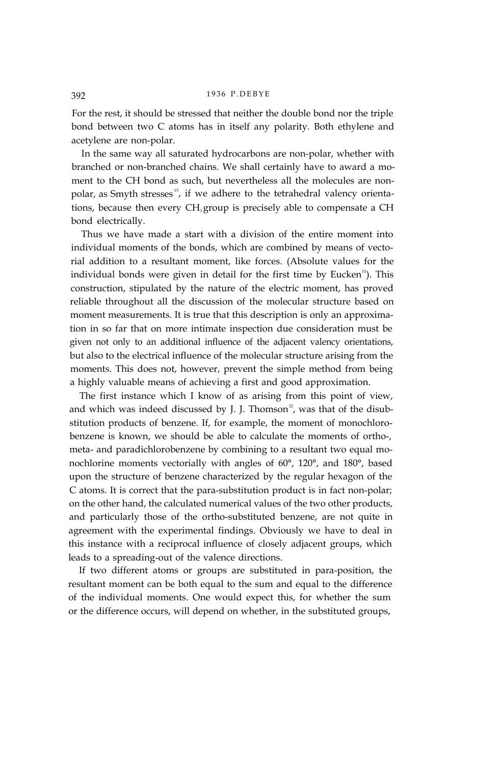For the rest, it should be stressed that neither the double bond nor the triple bond between two C atoms has in itself any polarity. Both ethylene and acetylene are non-polar.

In the same way all saturated hydrocarbons are non-polar, whether with branched or non-branched chains. We shall certainly have to award a moment to the CH bond as such, but nevertheless all the molecules are non-polar, as Smyth stresses[15], if we adhere to the tetrahedral valency orientations, because then every $CH_3$ group is precisely able to compensate a CH bond electrically.

Thus we have made a start with a division of the entire moment into individual moments of the bonds, which are combined by means of vectorial addition to a resultant moment, like forces. (Absolute values for the individual bonds were given in detail for the first time by Eucken[31]). This construction, stipulated by the nature of the electric moment, has proved reliable throughout all the discussion of the molecular structure based on moment measurements. It is true that this description is only an approximation in so far that on more intimate inspection due consideration must be given not only to an additional influence of the adjacent valency orientations, but also to the electrical influence of the molecular structure arising from the moments. This does not, however, prevent the simple method from being a highly valuable means of achieving a first and good approximation.

The first instance which I know of as arising from this point of view, and which was indeed discussed by J. J. Thomson[32], was that of the disubstitution products of benzene. If, for example, the moment of monochlorobenzene is known, we should be able to calculate the moments of ortho-, meta- and paradichlorobenzene by combining to a resultant two equal monochlorine moments vectorially with angles of 60°, 120°, and 180°, based upon the structure of benzene characterized by the regular hexagon of the C atoms. It is correct that the para-substitution product is in fact non-polar; on the other hand, the calculated numerical values of the two other products, and particularly those of the ortho-substituted benzene, are not quite in agreement with the experimental findings. Obviously we have to deal in this instance with a reciprocal influence of closely adjacent groups, which leads to a spreading-out of the valence directions.

If two different atoms or groups are substituted in para-position, the resultant moment can be both equal to the sum and equal to the difference of the individual moments. One would expect this, for whether the sum or the difference occurs, will depend on whether, in the substituted groups,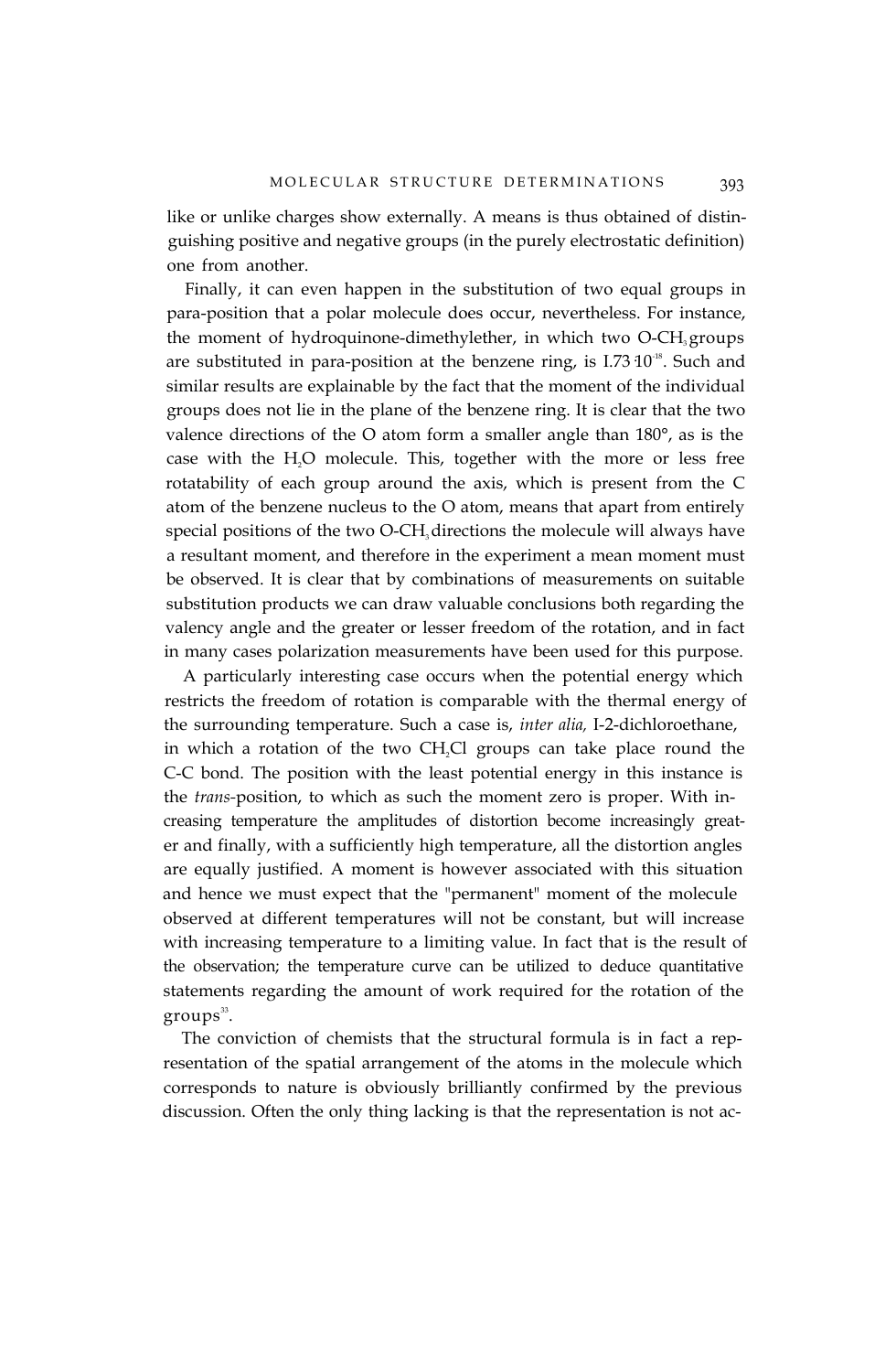like or unlike charges show externally. A means is thus obtained of distinguishing positive and negative groups (in the purely electrostatic definition) one from another.

Finally, it can even happen in the substitution of two equal groups in para-position that a polar molecule does occur, nevertheless. For instance, the moment of hydroquinone-dimethylether, in which two O-$CH_3$ groups are substituted in para-position at the benzene ring, is $1.73 \cdot 10^{-18}$. Such and similar results are explainable by the fact that the moment of the individual groups does not lie in the plane of the benzene ring. It is clear that the two valence directions of the O atom form a smaller angle than 180°, as is the case with the $H_2O$ molecule. This, together with the more or less free rotatability of each group around the axis, which is present from the C atom of the benzene nucleus to the O atom, means that apart from entirely special positions of the two O-$CH_3$ directions the molecule will always have a resultant moment, and therefore in the experiment a mean moment must be observed. It is clear that by combinations of measurements on suitable substitution products we can draw valuable conclusions both regarding the valency angle and the greater or lesser freedom of the rotation, and in fact in many cases polarization measurements have been used for this purpose.

A particularly interesting case occurs when the potential energy which restricts the freedom of rotation is comparable with the thermal energy of the surrounding temperature. Such a case is, *inter alia,* 1-2-dichloroethane, in which a rotation of the two $CH_2Cl$ groups can take place round the C-C bond. The position with the least potential energy in this instance is the *trans*-position, to which as such the moment zero is proper. With increasing temperature the amplitudes of distortion become increasingly greater and finally, with a sufficiently high temperature, all the distortion angles are equally justified. A moment is however associated with this situation and hence we must expect that the "permanent" moment of the molecule observed at different temperatures will not be constant, but will increase with increasing temperature to a limiting value. In fact that is the result of the observation; the temperature curve can be utilized to deduce quantitative statements regarding the amount of work required for the rotation of the groups[33].

The conviction of chemists that the structural formula is in fact a representation of the spatial arrangement of the atoms in the molecule which corresponds to nature is obviously brilliantly confirmed by the previous discussion. Often the only thing lacking is that the representation is not ac-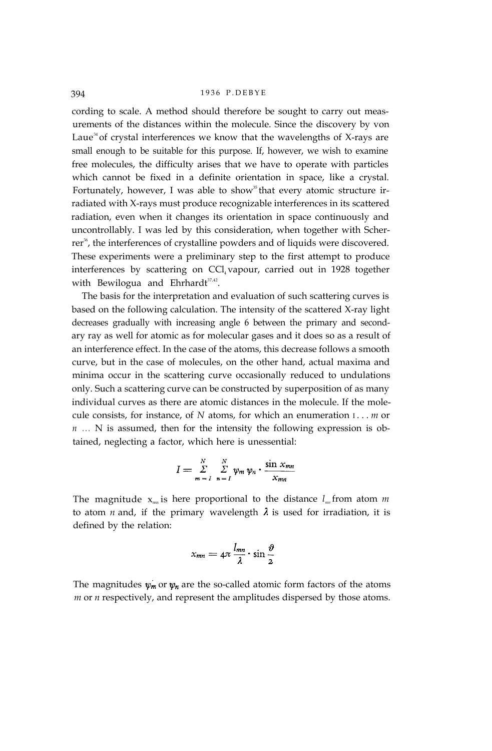cording to scale. A method should therefore be sought to carry out measurements of the distances within the molecule. Since the discovery by von Laue[34] of crystal interferences we know that the wavelengths of X-rays are small enough to be suitable for this purpose. If, however, we wish to examine free molecules, the difficulty arises that we have to operate with particles which cannot be fixed in a definite orientation in space, like a crystal. Fortunately, however, I was able to show[35] that every atomic structure irradiated with X-rays must produce recognizable interferences in its scattered radiation, even when it changes its orientation in space continuously and uncontrollably. I was led by this consideration, when together with Scherrer[36], the interferences of crystalline powders and of liquids were discovered. These experiments were a preliminary step to the first attempt to produce interferences by scattering on $CCl_4$ vapour, carried out in 1928 together with Bewilogua and Ehrhardt[37,42].

The basis for the interpretation and evaluation of such scattering curves is based on the following calculation. The intensity of the scattered X-ray light decreases gradually with increasing angle 6 between the primary and secondary ray as well for atomic as for molecular gases and it does so as a result of an interference effect. In the case of the atoms, this decrease follows a smooth curve, but in the case of molecules, on the other hand, actual maxima and minima occur in the scattering curve occasionally reduced to undulations only. Such a scattering curve can be constructed by superposition of as many individual curves as there are atomic distances in the molecule. If the molecule consists, for instance, of $N$ atoms, for which an enumeration $1 \ldots m$ or $n \ldots N$ is assumed, then for the intensity the following expression is obtained, neglecting a factor, which here is unessential:

$$I = \sum_{m=1}^{N} \sum_{n=1}^{N} \psi_m \psi_n \cdot \frac{\sin x_{mn}}{x_{mn}}$$

The magnitude $x_{mn}$ is here proportional to the distance $l_{mn}$ from atom $m$ to atom $n$ and, if the primary wavelength $\lambda$ is used for irradiation, it is defined by the relation:

$$x_{mn} = 4\pi \frac{l_{mn}}{\lambda} \cdot \sin \frac{\vartheta}{2}$$

The magnitudes $\psi_m$ or $\psi_n$ are the so-called atomic form factors of the atoms $m$ or $n$ respectively, and represent the amplitudes dispersed by those atoms.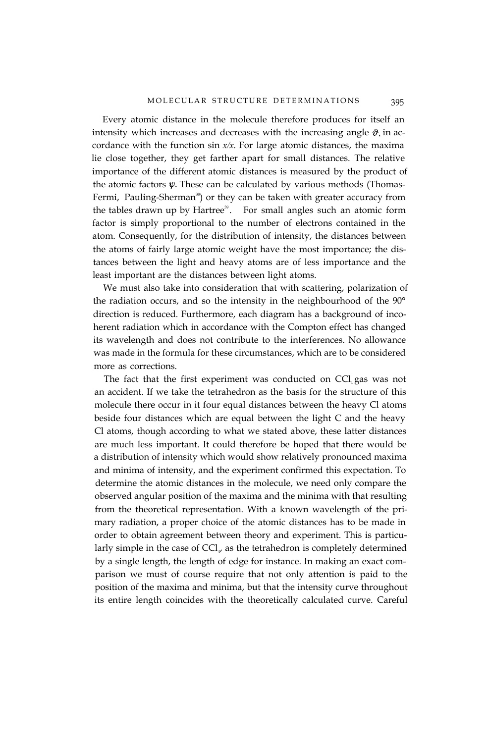Every atomic distance in the molecule therefore produces for itself an intensity which increases and decreases with the increasing angle $\vartheta$, in accordance with the function $\sin x/x$. For large atomic distances, the maxima lie close together, they get farther apart for small distances. The relative importance of the different atomic distances is measured by the product of the atomic factors $\psi$. These can be calculated by various methods (Thomas-Fermi, Pauling-Sherman[38]) or they can be taken with greater accuracy from the tables drawn up by Hartree[39]. For small angles such an atomic form factor is simply proportional to the number of electrons contained in the atom. Consequently, for the distribution of intensity, the distances between the atoms of fairly large atomic weight have the most importance; the distances between the light and heavy atoms are of less importance and the least important are the distances between light atoms.

We must also take into consideration that with scattering, polarization of the radiation occurs, and so the intensity in the neighbourhood of the 90° direction is reduced. Furthermore, each diagram has a background of incoherent radiation which in accordance with the Compton effect has changed its wavelength and does not contribute to the interferences. No allowance was made in the formula for these circumstances, which are to be considered more as corrections.

The fact that the first experiment was conducted on $CCl_4$ gas was not an accident. If we take the tetrahedron as the basis for the structure of this molecule there occur in it four equal distances between the heavy Cl atoms beside four distances which are equal between the light C and the heavy Cl atoms, though according to what we stated above, these latter distances are much less important. It could therefore be hoped that there would be a distribution of intensity which would show relatively pronounced maxima and minima of intensity, and the experiment confirmed this expectation. To determine the atomic distances in the molecule, we need only compare the observed angular position of the maxima and the minima with that resulting from the theoretical representation. With a known wavelength of the primary radiation, a proper choice of the atomic distances has to be made in order to obtain agreement between theory and experiment. This is particularly simple in the case of $CCl_4$, as the tetrahedron is completely determined by a single length, the length of edge for instance. In making an exact comparison we must of course require that not only attention is paid to the position of the maxima and minima, but that the intensity curve throughout its entire length coincides with the theoretically calculated curve. Careful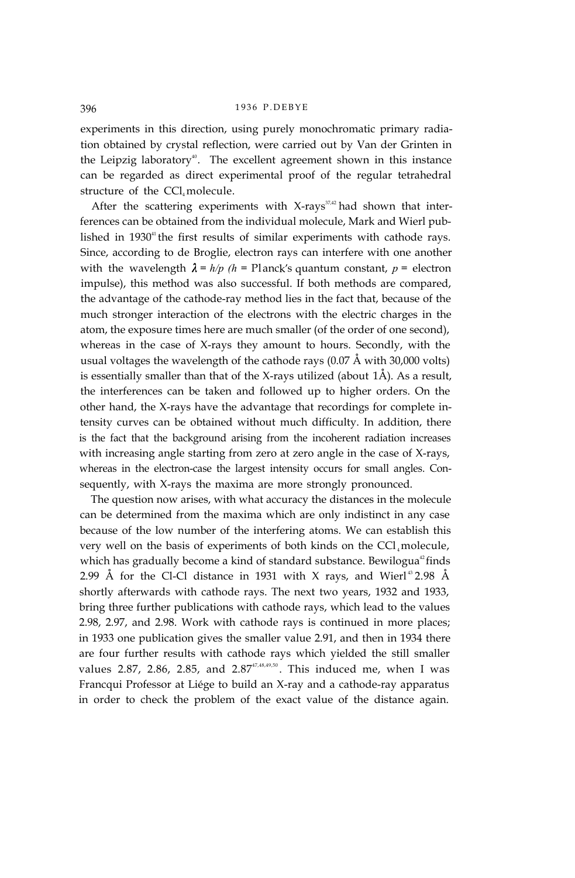experiments in this direction, using purely monochromatic primary radiation obtained by crystal reflection, were carried out by Van der Grinten in the Leipzig laboratory[40]. The excellent agreement shown in this instance can be regarded as direct experimental proof of the regular tetrahedral structure of the $CCl_4$ molecule.

After the scattering experiments with X-rays[37,42] had shown that interferences can be obtained from the individual molecule, Mark and Wierl published in 1930[41] the first results of similar experiments with cathode rays. Since, according to de Broglie, electron rays can interfere with one another with the wavelength $\lambda = h/p$ ($h$ = Planck's quantum constant, $p$ = electron impulse), this method was also successful. If both methods are compared, the advantage of the cathode-ray method lies in the fact that, because of the much stronger interaction of the electrons with the electric charges in the atom, the exposure times here are much smaller (of the order of one second), whereas in the case of X-rays they amount to hours. Secondly, with the usual voltages the wavelength of the cathode rays (0.07 Å with 30,000 volts) is essentially smaller than that of the X-rays utilized (about 1Å). As a result, the interferences can be taken and followed up to higher orders. On the other hand, the X-rays have the advantage that recordings for complete intensity curves can be obtained without much difficulty. In addition, there is the fact that the background arising from the incoherent radiation increases with increasing angle starting from zero at zero angle in the case of X-rays, whereas in the electron-case the largest intensity occurs for small angles. Consequently, with X-rays the maxima are more strongly pronounced.

The question now arises, with what accuracy the distances in the molecule can be determined from the maxima which are only indistinct in any case because of the low number of the interfering atoms. We can establish this very well on the basis of experiments of both kinds on the $CCl_4$ molecule, which has gradually become a kind of standard substance. Bewilogua[42] finds 2.99 Å for the Cl-Cl distance in 1931 with X rays, and Wierl[43] 2.98 Å shortly afterwards with cathode rays. The next two years, 1932 and 1933, bring three further publications with cathode rays, which lead to the values 2.98, 2.97, and 2.98. Work with cathode rays is continued in more places; in 1933 one publication gives the smaller value 2.91, and then in 1934 there are four further results with cathode rays which yielded the still smaller values 2.87, 2.86, 2.85, and 2.87[47,48,49,50]. This induced me, when I was Francqui Professor at Liége to build an X-ray and a cathode-ray apparatus in order to check the problem of the exact value of the distance again.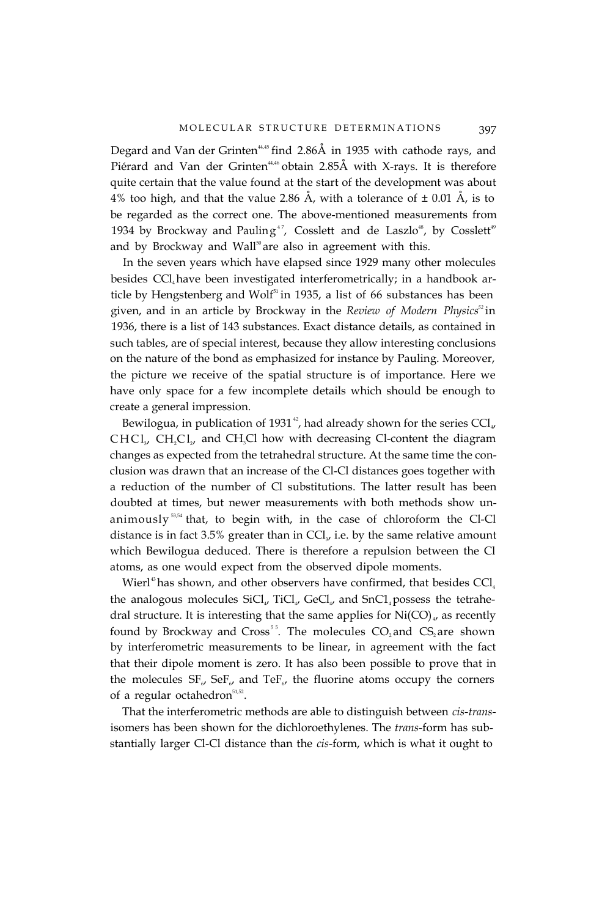Degard and Van der Grinten[44,45] find 2.86Å in 1935 with cathode rays, and Piérard and Van der Grinten[44,46] obtain 2.85Å with X-rays. It is therefore quite certain that the value found at the start of the development was about 4% too high, and that the value 2.86 Å, with a tolerance of ± 0.01 Å, is to be regarded as the correct one. The above-mentioned measurements from 1934 by Brockway and Pauling[47], Cosslett and de Laszlo[48], by Cosslett[49] and by Brockway and Wall[50] are also in agreement with this.

In the seven years which have elapsed since 1929 many other molecules besides $CCl_4$ have been investigated interferometrically; in a handbook article by Hengstenberg and Wolf[51] in 1935, a list of 66 substances has been given, and in an article by Brockway in the *Review of Modern Physics*[52] in 1936, there is a list of 143 substances. Exact distance details, as contained in such tables, are of special interest, because they allow interesting conclusions on the nature of the bond as emphasized for instance by Pauling. Moreover, the picture we receive of the spatial structure is of importance. Here we have only space for a few incomplete details which should be enough to create a general impression.

Bewilogua, in publication of 1931[42], had already shown for the series $CCl_4$, $CHCl_3$, $CH_2Cl_2$, and $CH_3Cl$ how with decreasing Cl-content the diagram changes as expected from the tetrahedral structure. At the same time the conclusion was drawn that an increase of the Cl-Cl distances goes together with a reduction of the number of Cl substitutions. The latter result has been doubted at times, but newer measurements with both methods show unanimously[53,54] that, to begin with, in the case of chloroform the Cl-Cl distance is in fact 3.5% greater than in $CCl_3$, i.e. by the same relative amount which Bewilogua deduced. There is therefore a repulsion between the Cl atoms, as one would expect from the observed dipole moments.

Wierl[43] has shown, and other observers have confirmed, that besides $CCl_4$ the analogous molecules $SiCl_4$, $TiCl_4$, $GeCl_4$, and $SnCl_4$ possess the tetrahedral structure. It is interesting that the same applies for $Ni(CO)_4$, as recently found by Brockway and Cross[55]. The molecules $CO_2$ and $CS_2$ are shown by interferometric measurements to be linear, in agreement with the fact that their dipole moment is zero. It has also been possible to prove that in the molecules $SF_6$, $SeF_6$, and $TeF_6$, the fluorine atoms occupy the corners of a regular octahedron[51,52].

That the interferometric methods are able to distinguish between *cis-trans*-isomers has been shown for the dichloroethylenes. The *trans*-form has substantially larger Cl-Cl distance than the *cis*-form, which is what it ought to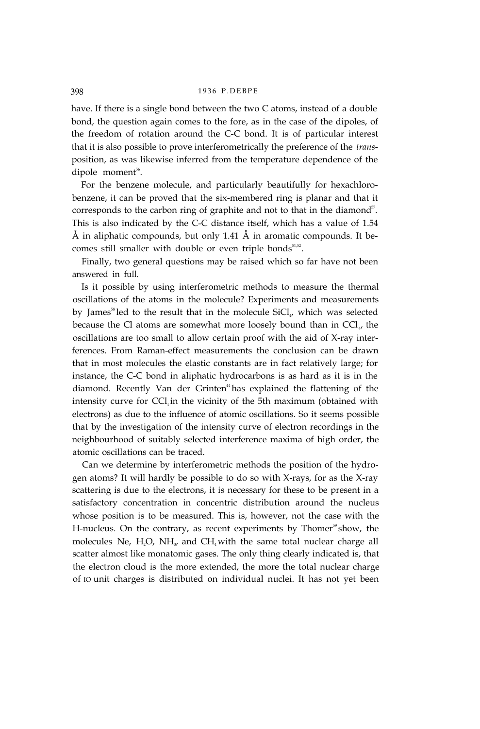have. If there is a single bond between the two C atoms, instead of a double bond, the question again comes to the fore, as in the case of the dipoles, of the freedom of rotation around the C-C bond. It is of particular interest that it is also possible to prove interferometrically the preference of the *trans*-position, as was likewise inferred from the temperature dependence of the dipole moment[56].

For the benzene molecule, and particularly beautifully for hexachlorobenzene, it can be proved that the six-membered ring is planar and that it corresponds to the carbon ring of graphite and not to that in the diamond[57]. This is also indicated by the C-C distance itself, which has a value of 1.54 Å in aliphatic compounds, but only 1.41 Å in aromatic compounds. It becomes still smaller with double or even triple bonds[51,52].

Finally, two general questions may be raised which so far have not been answered in full.

Is it possible by using interferometric methods to measure the thermal oscillations of the atoms in the molecule? Experiments and measurements by James[58] led to the result that in the molecule $SiCl_4$, which was selected because the Cl atoms are somewhat more loosely bound than in $CCl_4$, the oscillations are too small to allow certain proof with the aid of X-ray interferences. From Raman-effect measurements the conclusion can be drawn that in most molecules the elastic constants are in fact relatively large; for instance, the C-C bond in aliphatic hydrocarbons is as hard as it is in the diamond. Recently Van der Grinten[44] has explained the flattening of the intensity curve for $CCl_4$ in the vicinity of the 5th maximum (obtained with electrons) as due to the influence of atomic oscillations. So it seems possible that by the investigation of the intensity curve of electron recordings in the neighbourhood of suitably selected interference maxima of high order, the atomic oscillations can be traced.

Can we determine by interferometric methods the position of the hydrogen atoms? It will hardly be possible to do so with X-rays, for as the X-ray scattering is due to the electrons, it is necessary for these to be present in a satisfactory concentration in concentric distribution around the nucleus whose position is to be measured. This is, however, not the case with the H-nucleus. On the contrary, as recent experiments by Thomer[59] show, the molecules Ne, $H_2O$, $NH_3$, and $CH_4$ with the same total nuclear charge all scatter almost like monatomic gases. The only thing clearly indicated is, that the electron cloud is the more extended, the more the total nuclear charge of 10 unit charges is distributed on individual nuclei. It has not yet been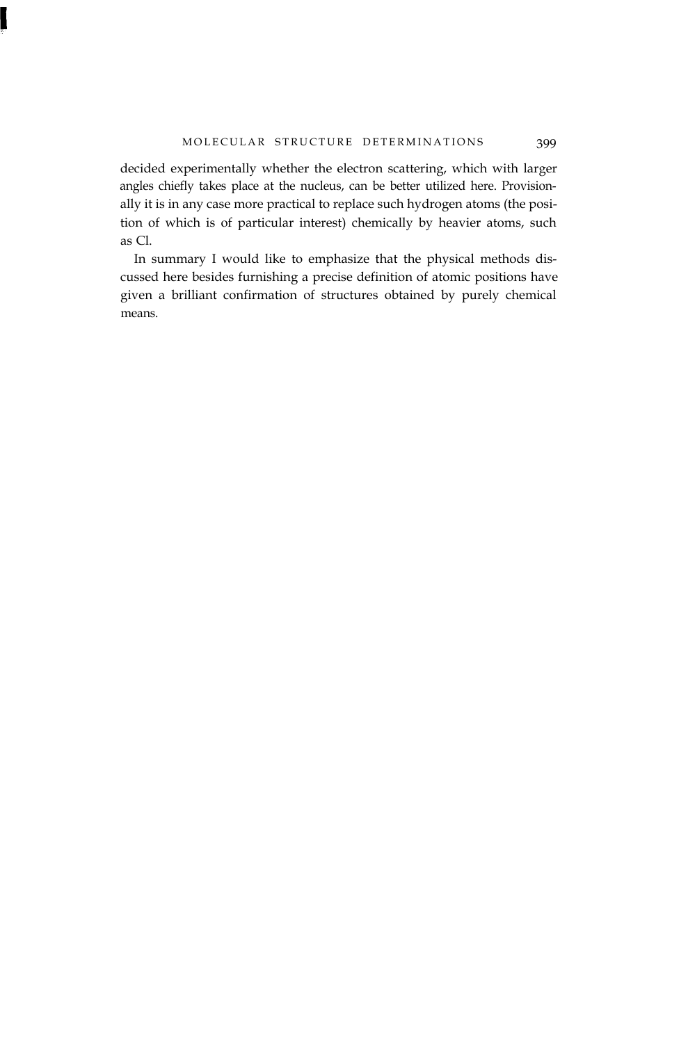decided experimentally whether the electron scattering, which with larger angles chiefly takes place at the nucleus, can be better utilized here. Provisionally it is in any case more practical to replace such hydrogen atoms (the position of which is of particular interest) chemically by heavier atoms, such as Cl.

In summary I would like to emphasize that the physical methods discussed here besides furnishing a precise definition of atomic positions have given a brilliant confirmation of structures obtained by purely chemical means.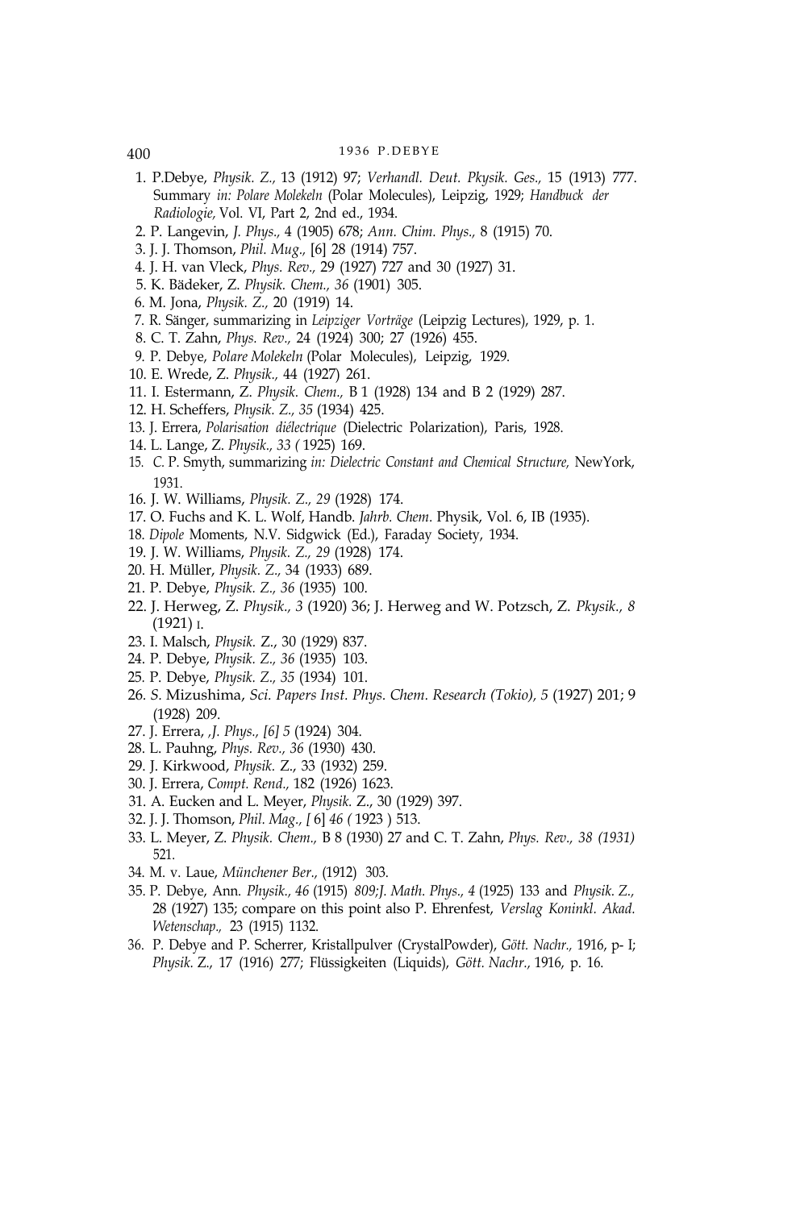1. P.Debye, *Physik. Z.,* 13 (1912) 97; *Verhandl. Deut. Pkysik. Ges.,* 15 (1913) 777. Summary *in: Polare Molekeln* (Polar Molecules), Leipzig, 1929; *Handbuck der Radiologie,* Vol. VI, Part 2, 2nd ed., 1934.
2. P. Langevin, *J. Phys.,* 4 (1905) 678; *Ann. Chim. Phys.,* 8 (1915) 70.
3. J. J. Thomson, *Phil. Mug.,* [6] 28 (1914) 757.
4. J. H. van Vleck, *Phys. Rev.,* 29 (1927) 727 and 30 (1927) 31.
5. K. Bädeker, *Z. Physik. Chem., 36* (1901) 305.
6. M. Jona, *Physik. Z.,* 20 (1919) 14.
7. R. Sänger, summarizing in *Leipziger Vorträge* (Leipzig Lectures), 1929, p. 1.
8. C. T. Zahn, *Phys. Rev.,* 24 (1924) 300; 27 (1926) 455.
9. P. Debye, *Polare Molekeln* (Polar Molecules), Leipzig, 1929.
10. E. Wrede, *Z. Physik.,* 44 (1927) 261.
11. I. Estermann, *Z. Physik. Chem.,* B 1 (1928) 134 and B 2 (1929) 287.
12. H. Scheffers, *Physik. Z., 35* (1934) 425.
13. J. Errera, *Polarisation diélectrique* (Dielectric Polarization), Paris, 1928.
14. L. Lange, *Z. Physik., 33 (* 1925) 169.
15. *C.* P. Smyth, summarizing *in: Dielectric Constant and Chemical Structure,* NewYork, 1931.
16. J. W. Williams, *Physik. Z., 29* (1928) 174.
17. O. Fuchs and K. L. Wolf, Handb. *Jahrb. Chem.* Physik, Vol. 6, IB (1935).
18. *Dipole* Moments, N.V. Sidgwick (Ed.), Faraday Society, 1934.
19. J. W. Williams, *Physik. Z., 29* (1928) 174.
20. H. Müller, *Physik. Z.,* 34 (1933) 689.
21. P. Debye, *Physik. Z., 36* (1935) 100.
22. J. Herweg, *Z. Physik., 3* (1920) 36; J. Herweg and W. Potzsch, *Z. Pkysik., 8* (1921) I.
23. I. Malsch, *Physik.* Z., 30 (1929) 837.
24. P. Debye, *Physik. Z., 36* (1935) 103.
25. P. Debye, *Physik. Z., 35* (1934) 101.
26. *S.* Mizushima, *Sci. Papers Inst. Phys. Chem. Research (Tokio), 5* (1927) 201; 9 (1928) 209.
27. J. Errera, *,J. Phys., [6] 5* (1924) 304.
28. L. Pauhng, *Phys. Rev., 36* (1930) 430.
29. J. Kirkwood, *Physik.* Z., 33 (1932) 259.
30. J. Errera, *Compt. Rend.,* 182 (1926) 1623.
31. A. Eucken and L. Meyer, *Physik.* Z., 30 (1929) 397.
32. J. J. Thomson, *Phil. Mag., [* 6] *46 (* 1923 ) 513.
33. L. Meyer, *Z. Physik. Chem.,* B 8 (1930) 27 and C. T. Zahn, *Phys. Rev., 38 (1931)* 521.
34. M. v. Laue, *Münchener Ber.,* (1912) 303.
35. P. Debye, Ann. *Physik., 46* (1915) *809;J. Math. Phys., 4* (1925) 133 and *Physik. Z.,* 28 (1927) 135; compare on this point also P. Ehrenfest, *Verslag Koninkl. Akad. Wetenschap.,* 23 (1915) 1132.
36. P. Debye and P. Scherrer, Kristallpulver (CrystalPowder), *Gött. Nachr.,* 1916, p- I; *Physik.* Z., 17 (1916) 277; Flüssigkeiten (Liquids), *Gött. Nachr.,* 1916, p. 16.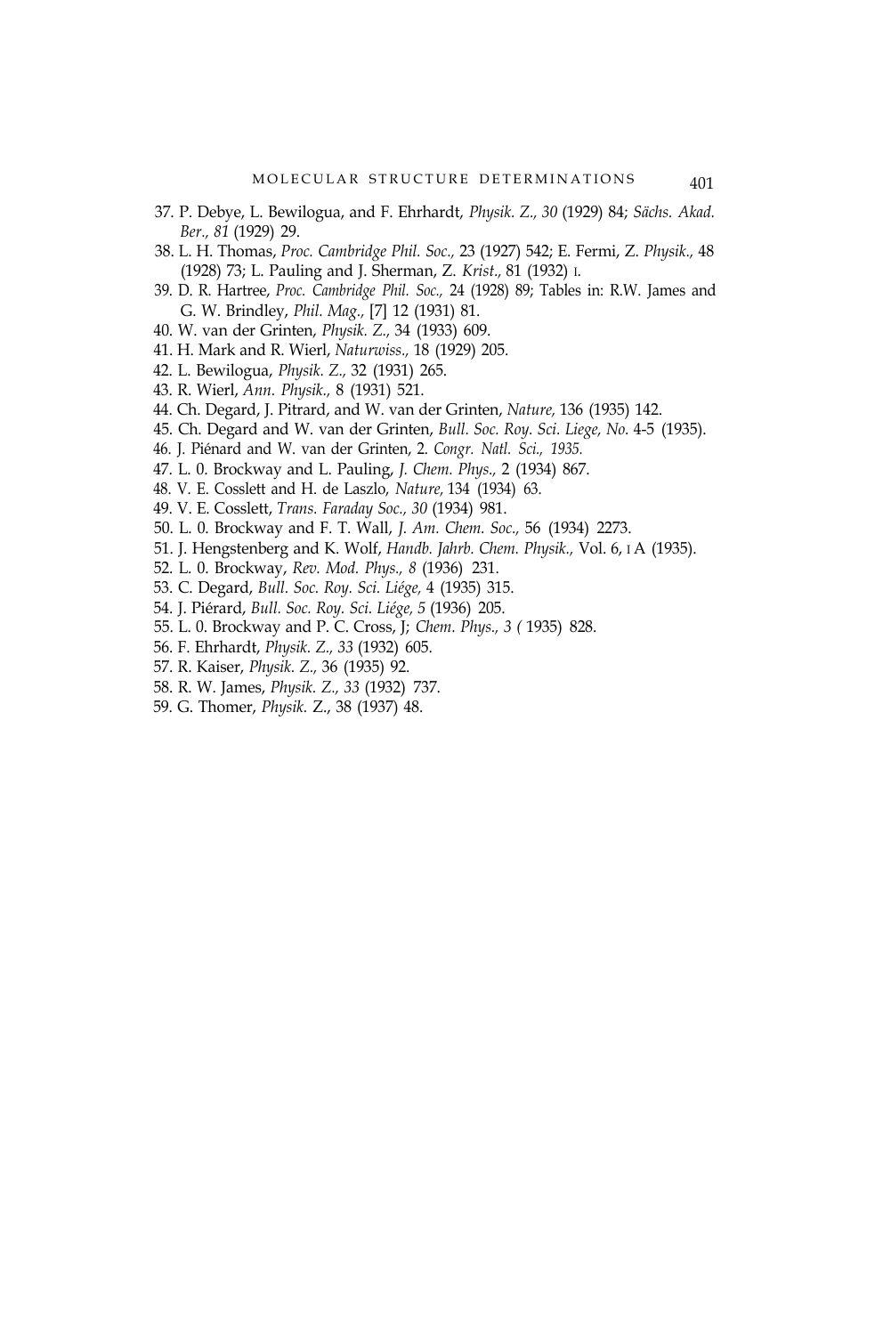37. P. Debye, L. Bewilogua, and F. Ehrhardt, *Physik. Z., 30* (1929) 84; *Sächs. Akad. Ber., 81* (1929) 29.
38. L. H. Thomas, *Proc. Cambridge Phil. Soc.,* 23 (1927) 542; E. Fermi, Z. *Physik.,* 48 (1928) 73; L. Pauling and J. Sherman, Z. *Krist.,* 81 (1932) I.
39. D. R. Hartree, *Proc. Cambridge Phil. Soc.,* 24 (1928) 89; Tables in: R.W. James and G. W. Brindley, *Phil. Mag.,* [7] 12 (1931) 81.
40. W. van der Grinten, *Physik. Z.,* 34 (1933) 609.
41. H. Mark and R. Wierl, *Naturwiss.,* 18 (1929) 205.
42. L. Bewilogua, *Physik. Z.,* 32 (1931) 265.
43. R. Wierl, *Ann. Physik.,* 8 (1931) 521.
44. Ch. Degard, J. Pitrard, and W. van der Grinten, *Nature,* 136 (1935) 142.
45. Ch. Degard and W. van der Grinten, *Bull. Soc. Roy. Sci. Liege, No.* 4-5 (1935).
46. J. Piénard and W. van der Grinten, 2. *Congr. Natl. Sci., 1935.*
47. L. 0. Brockway and L. Pauling, *J. Chem. Phys.,* 2 (1934) 867.
48. V. E. Cosslett and H. de Laszlo, *Nature,* 134 (1934) 63.
49. V. E. Cosslett, *Trans. Faraday Soc., 30* (1934) 981.
50. L. 0. Brockway and F. T. Wall, *J. Am. Chem. Soc.,* 56 (1934) 2273.
51. J. Hengstenberg and K. Wolf, *Handb. Jahrb. Chem. Physik.,* Vol. 6, I A (1935).
52. L. 0. Brockway, *Rev. Mod. Phys., 8* (1936) 231.
53. C. Degard, *Bull. Soc. Roy. Sci. Liége,* 4 (1935) 315.
54. J. Piérard, *Bull. Soc. Roy. Sci. Liége, 5* (1936) 205.
55. L. 0. Brockway and P. C. Cross, J; *Chem. Phys., 3 (* 1935) 828.
56. F. Ehrhardt, *Physik. Z., 33* (1932) 605.
57. R. Kaiser, *Physik. Z.,* 36 (1935) 92.
58. R. W. James, *Physik. Z., 33* (1932) 737.
59. G. Thomer, *Physik.* Z., 38 (1937) 48.